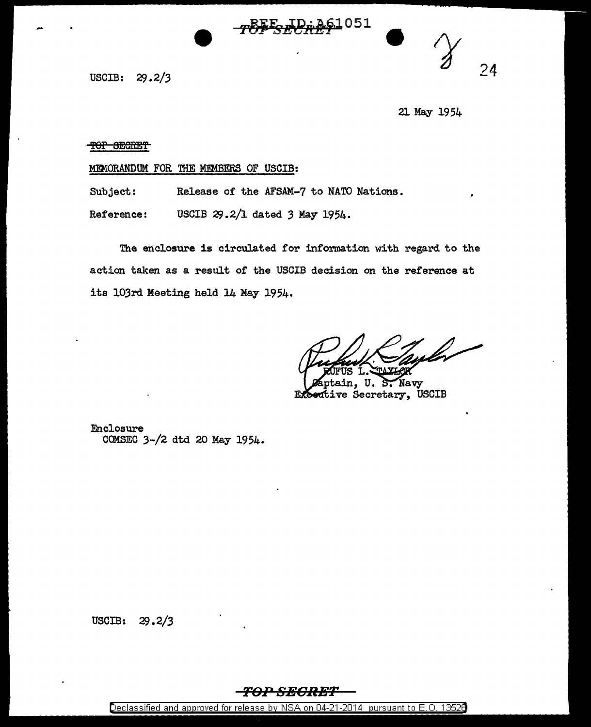USCIB: 29.2/3

21 May 1954

~~TOP SECRET~~

MEMORANDUM FOR THE MEMBERS OF USCIB:

Subject: Release of the AFSAM-7 to NATO Nations.

Reference: USCIB 29.2/1 dated 3 May 1954.

The enclosure is circulated for information with regard to the action taken as a result of the USCIB decision on the reference at its 103rd Meeting held 14 May 1954.

RUFUS L. TAYLOR
Captain, U. S. Navy
Executive Secretary, USCIB

Enclosure
COMSEC 3-/2 dtd 20 May 1954.

USCIB: 29.2/3

TOP SECRET

Declassified and approved for release by NSA on 04-21-2014 pursuant to E.O. 13526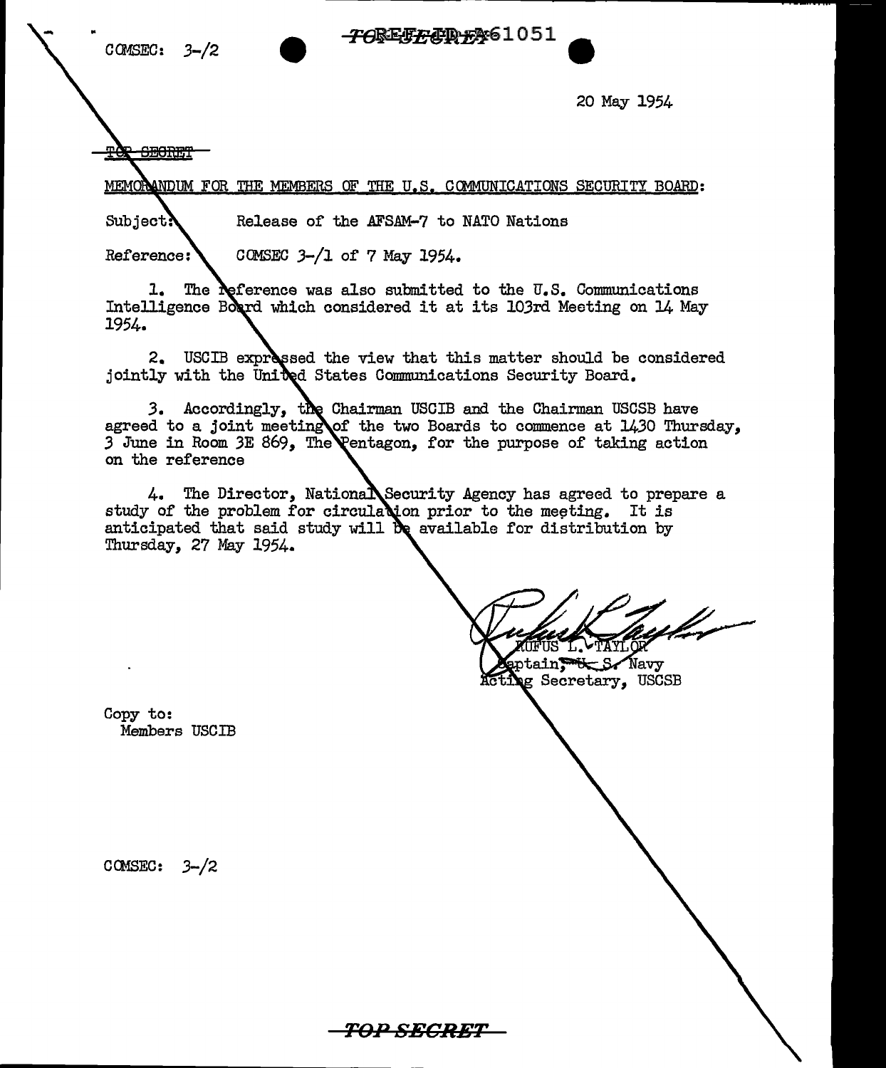COMSEC: 3-/2

20 May 1954

~~TOP SECRET~~

MEMORANDUM FOR THE MEMBERS OF THE U.S. COMMUNICATIONS SECURITY BOARD:

Subject: Release of the AFSAM-7 to NATO Nations

Reference: COMSEC 3-/1 of 7 May 1954.

1. The reference was also submitted to the U.S. Communications Intelligence Board which considered it at its 103rd Meeting on 14 May 1954.

2. USCIB expressed the view that this matter should be considered jointly with the United States Communications Security Board.

3. Accordingly, the Chairman USCIB and the Chairman USCSB have agreed to a joint meeting of the two Boards to commence at 1430 Thursday, 3 June in Room 3E 869, The Pentagon, for the purpose of taking action on the reference

4. The Director, National Security Agency has agreed to prepare a study of the problem for circulation prior to the meeting. It is anticipated that said study will be available for distribution by Thursday, 27 May 1954.

RUFUS L. TAYLOR
Captain, U. S. Navy
Acting Secretary, USCSB

Copy to:
Members USCIB

COMSEC: 3-/2

~~TOP SECRET~~